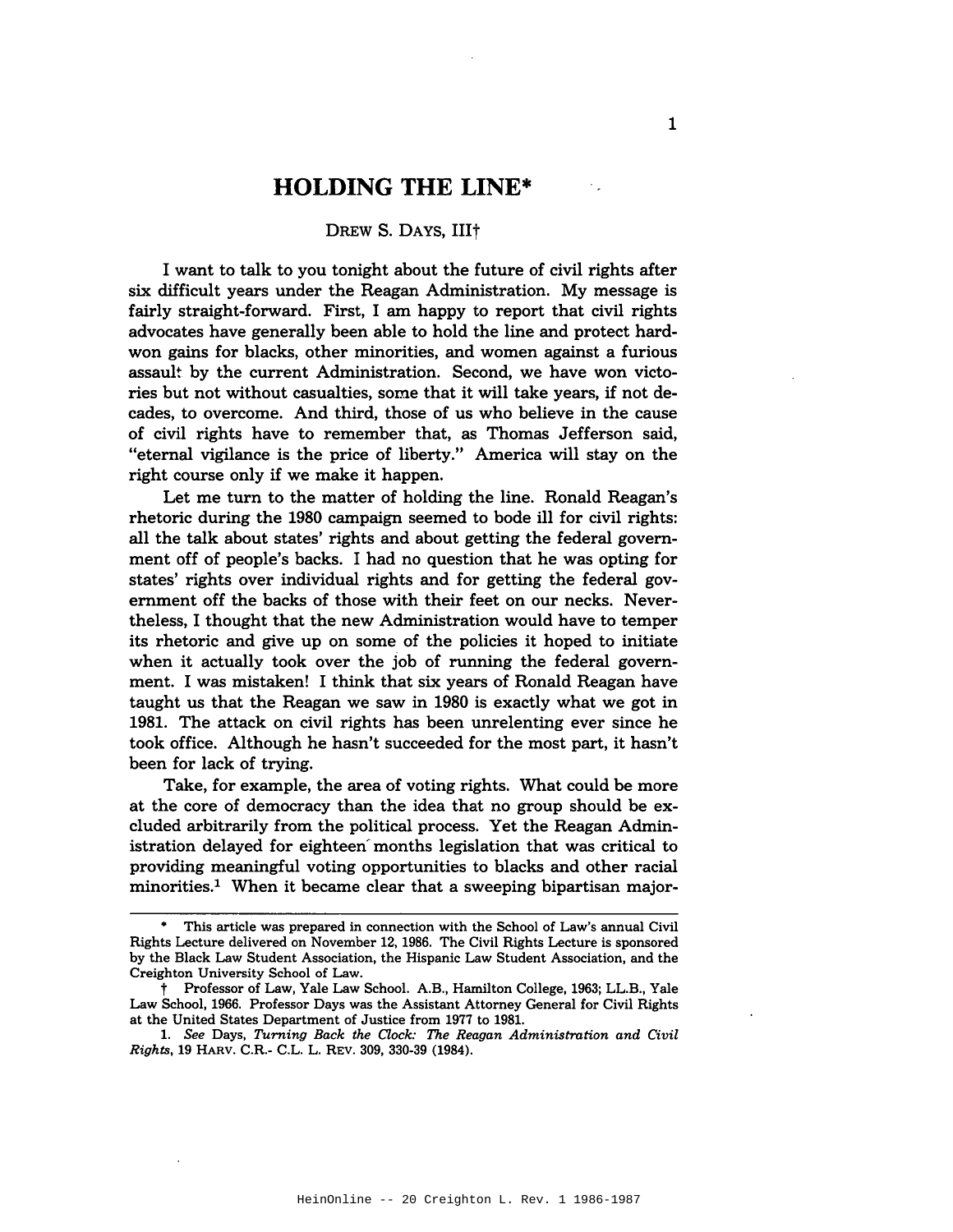# HOLDING THE LINE*

DREW S. DAYS, III†

I want to talk to you tonight about the future of civil rights after six difficult years under the Reagan Administration. My message is fairly straight-forward. First, I am happy to report that civil rights advocates have generally been able to hold the line and protect hard-won gains for blacks, other minorities, and women against a furious assault by the current Administration. Second, we have won victories but not without casualties, some that it will take years, if not decades, to overcome. And third, those of us who believe in the cause of civil rights have to remember that, as Thomas Jefferson said, "eternal vigilance is the price of liberty." America will stay on the right course only if we make it happen.

Let me turn to the matter of holding the line. Ronald Reagan's rhetoric during the 1980 campaign seemed to bode ill for civil rights: all the talk about states' rights and about getting the federal government off of people's backs. I had no question that he was opting for states' rights over individual rights and for getting the federal government off the backs of those with their feet on our necks. Nevertheless, I thought that the new Administration would have to temper its rhetoric and give up on some of the policies it hoped to initiate when it actually took over the job of running the federal government. I was mistaken! I think that six years of Ronald Reagan have taught us that the Reagan we saw in 1980 is exactly what we got in 1981. The attack on civil rights has been unrelenting ever since he took office. Although he hasn't succeeded for the most part, it hasn't been for lack of trying.

Take, for example, the area of voting rights. What could be more at the core of democracy than the idea that no group should be excluded arbitrarily from the political process. Yet the Reagan Administration delayed for eighteen months legislation that was critical to providing meaningful voting opportunities to blacks and other racial minorities.[1] When it became clear that a sweeping bipartisan major-

---

\* This article was prepared in connection with the School of Law's annual Civil Rights Lecture delivered on November 12, 1986. The Civil Rights Lecture is sponsored by the Black Law Student Association, the Hispanic Law Student Association, and the Creighton University School of Law.

† Professor of Law, Yale Law School. A.B., Hamilton College, 1963; LL.B., Yale Law School, 1966. Professor Days was the Assistant Attorney General for Civil Rights at the United States Department of Justice from 1977 to 1981.

1. *See* Days, *Turning Back the Clock: The Reagan Administration and Civil Rights*, 19 HARV. C.R.- C.L. L. REV. 309, 330-39 (1984).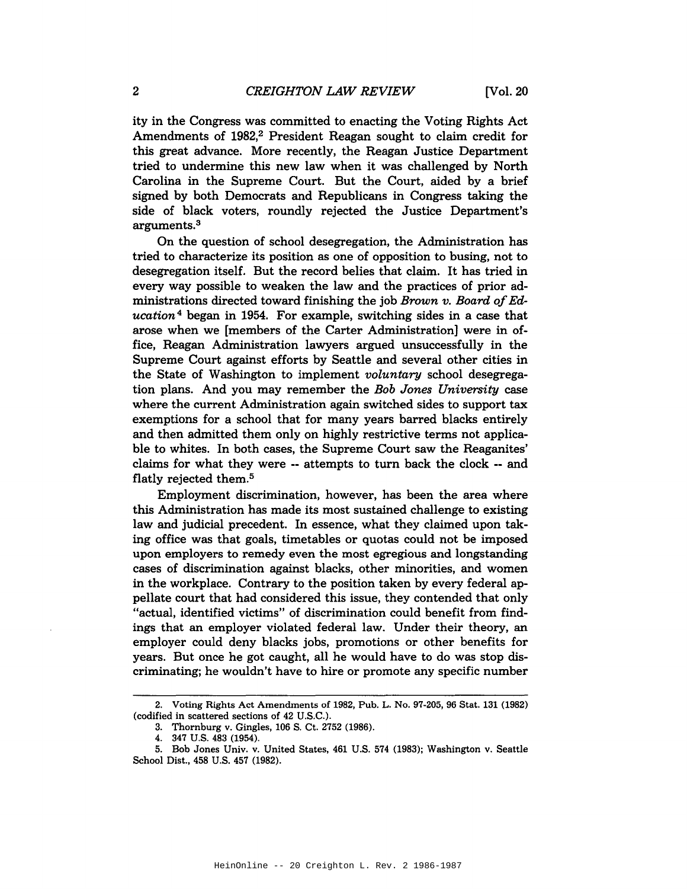ity in the Congress was committed to enacting the Voting Rights Act Amendments of 1982,[2] President Reagan sought to claim credit for this great advance. More recently, the Reagan Justice Department tried to undermine this new law when it was challenged by North Carolina in the Supreme Court. But the Court, aided by a brief signed by both Democrats and Republicans in Congress taking the side of black voters, roundly rejected the Justice Department's arguments.[3]

On the question of school desegregation, the Administration has tried to characterize its position as one of opposition to busing, not to desegregation itself. But the record belies that claim. It has tried in every way possible to weaken the law and the practices of prior administrations directed toward finishing the job *Brown v. Board of Education*[4] began in 1954. For example, switching sides in a case that arose when we [members of the Carter Administration] were in office, Reagan Administration lawyers argued unsuccessfully in the Supreme Court against efforts by Seattle and several other cities in the State of Washington to implement *voluntary* school desegregation plans. And you may remember the *Bob Jones University* case where the current Administration again switched sides to support tax exemptions for a school that for many years barred blacks entirely and then admitted them only on highly restrictive terms not applicable to whites. In both cases, the Supreme Court saw the Reaganites' claims for what they were -- attempts to turn back the clock -- and flatly rejected them.[5]

Employment discrimination, however, has been the area where this Administration has made its most sustained challenge to existing law and judicial precedent. In essence, what they claimed upon taking office was that goals, timetables or quotas could not be imposed upon employers to remedy even the most egregious and longstanding cases of discrimination against blacks, other minorities, and women in the workplace. Contrary to the position taken by every federal appellate court that had considered this issue, they contended that only "actual, identified victims" of discrimination could benefit from findings that an employer violated federal law. Under their theory, an employer could deny blacks jobs, promotions or other benefits for years. But once he got caught, all he would have to do was stop discriminating; he wouldn't have to hire or promote any specific number

---

2. Voting Rights Act Amendments of 1982, Pub. L. No. 97-205, 96 Stat. 131 (1982) (codified in scattered sections of 42 U.S.C.).

3. Thornburg v. Gingles, 106 S. Ct. 2752 (1986).

4. 347 U.S. 483 (1954).

5. Bob Jones Univ. v. United States, 461 U.S. 574 (1983); Washington v. Seattle School Dist., 458 U.S. 457 (1982).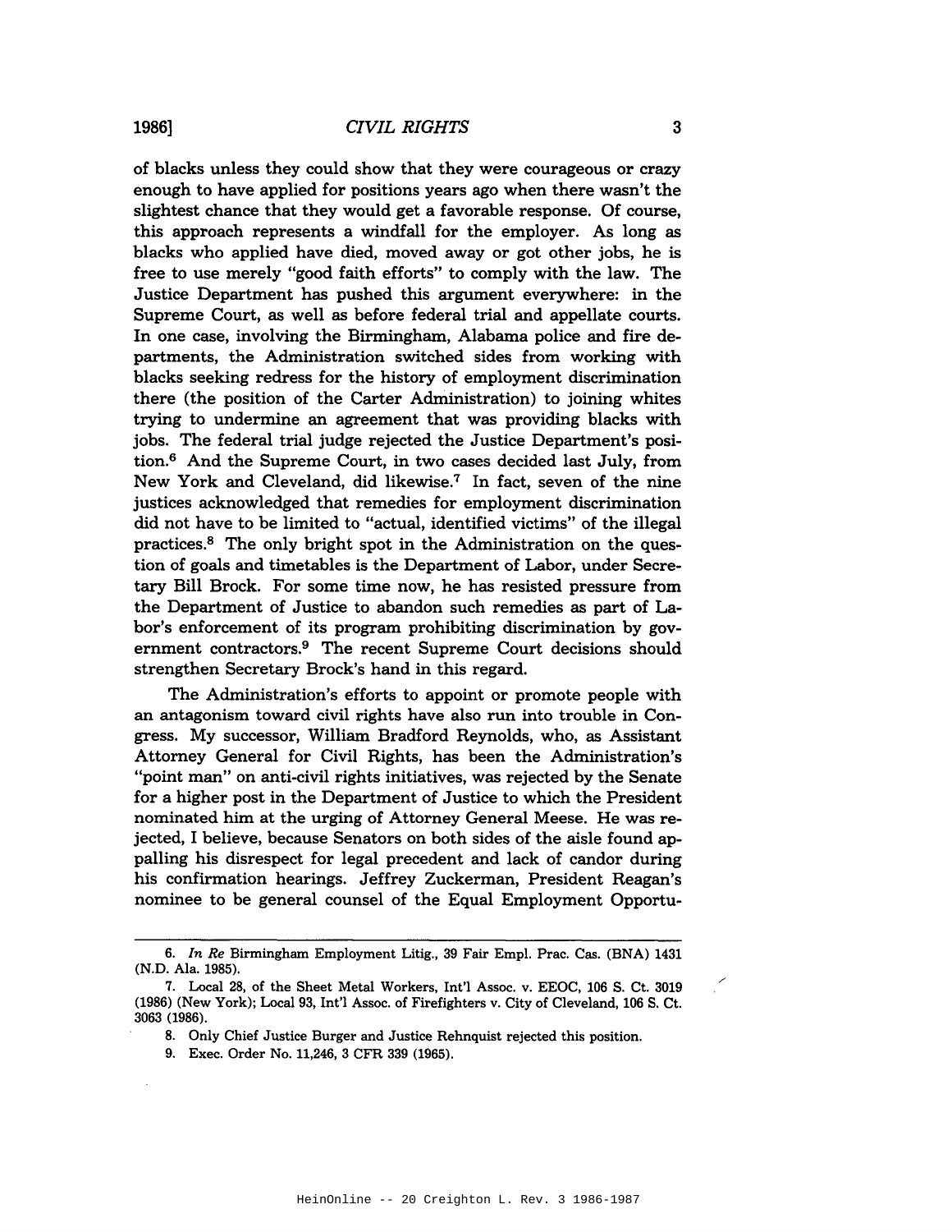of blacks unless they could show that they were courageous or crazy enough to have applied for positions years ago when there wasn't the slightest chance that they would get a favorable response. Of course, this approach represents a windfall for the employer. As long as blacks who applied have died, moved away or got other jobs, he is free to use merely "good faith efforts" to comply with the law. The Justice Department has pushed this argument everywhere: in the Supreme Court, as well as before federal trial and appellate courts. In one case, involving the Birmingham, Alabama police and fire departments, the Administration switched sides from working with blacks seeking redress for the history of employment discrimination there (the position of the Carter Administration) to joining whites trying to undermine an agreement that was providing blacks with jobs. The federal trial judge rejected the Justice Department's position.[6] And the Supreme Court, in two cases decided last July, from New York and Cleveland, did likewise.[7] In fact, seven of the nine justices acknowledged that remedies for employment discrimination did not have to be limited to "actual, identified victims" of the illegal practices.[8] The only bright spot in the Administration on the question of goals and timetables is the Department of Labor, under Secretary Bill Brock. For some time now, he has resisted pressure from the Department of Justice to abandon such remedies as part of Labor's enforcement of its program prohibiting discrimination by government contractors.[9] The recent Supreme Court decisions should strengthen Secretary Brock's hand in this regard.

The Administration's efforts to appoint or promote people with an antagonism toward civil rights have also run into trouble in Congress. My successor, William Bradford Reynolds, who, as Assistant Attorney General for Civil Rights, has been the Administration's "point man" on anti-civil rights initiatives, was rejected by the Senate for a higher post in the Department of Justice to which the President nominated him at the urging of Attorney General Meese. He was rejected, I believe, because Senators on both sides of the aisle found appalling his disrespect for legal precedent and lack of candor during his confirmation hearings. Jeffrey Zuckerman, President Reagan's nominee to be general counsel of the Equal Employment Opportu-

---

6. *In Re* Birmingham Employment Litig., 39 Fair Empl. Prac. Cas. (BNA) 1431 (N.D. Ala. 1985).

7. Local 28, of the Sheet Metal Workers, Int'l Assoc. v. EEOC, 106 S. Ct. 3019 (1986) (New York); Local 93, Int'l Assoc. of Firefighters v. City of Cleveland, 106 S. Ct. 3063 (1986).

8. Only Chief Justice Burger and Justice Rehnquist rejected this position.

9. Exec. Order No. 11,246, 3 CFR 339 (1965).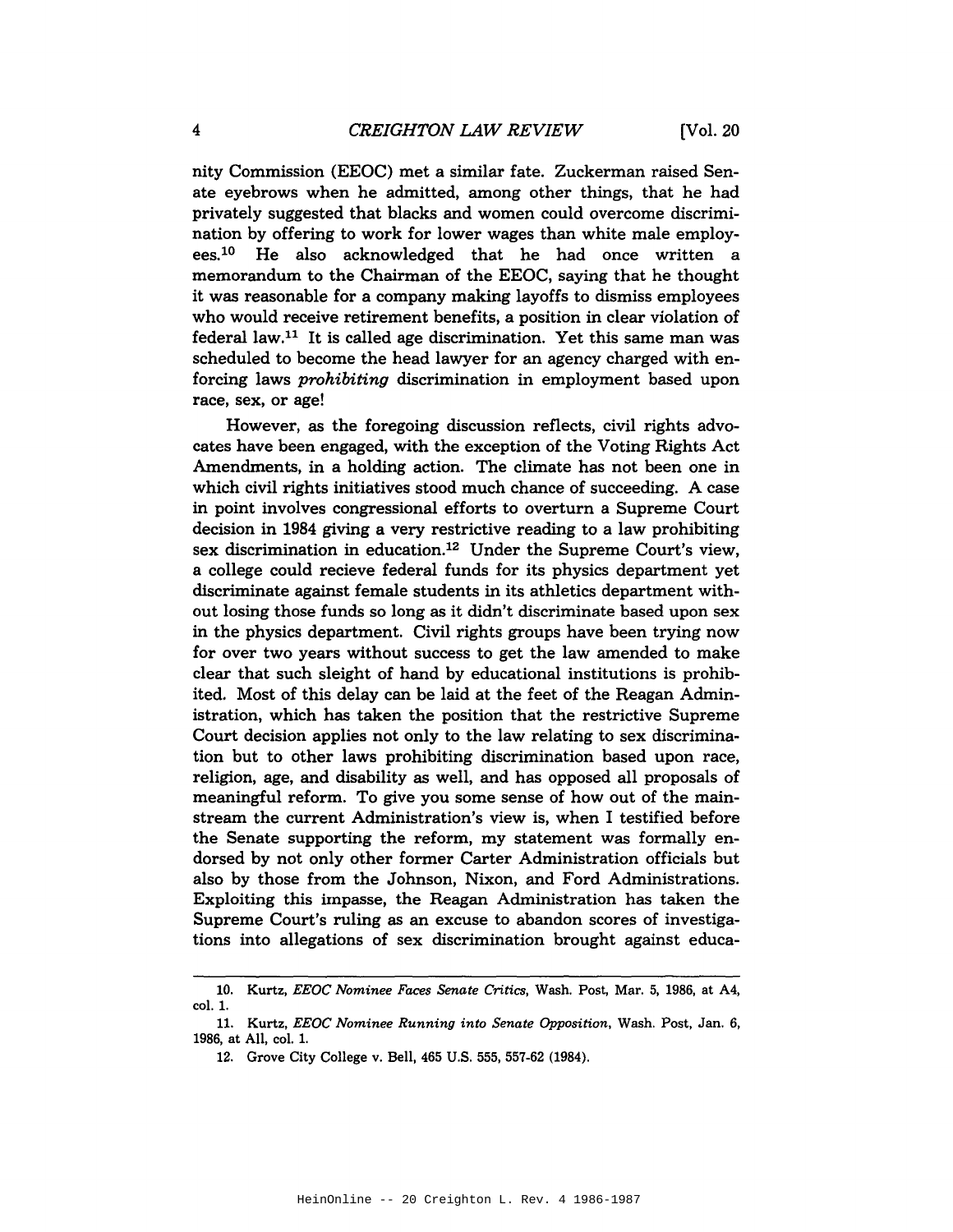nity Commission (EEOC) met a similar fate. Zuckerman raised Senate eyebrows when he admitted, among other things, that he had privately suggested that blacks and women could overcome discrimination by offering to work for lower wages than white male employees.[10] He also acknowledged that he had once written a memorandum to the Chairman of the EEOC, saying that he thought it was reasonable for a company making layoffs to dismiss employees who would receive retirement benefits, a position in clear violation of federal law.[11] It is called age discrimination. Yet this same man was scheduled to become the head lawyer for an agency charged with enforcing laws *prohibiting* discrimination in employment based upon race, sex, or age!

However, as the foregoing discussion reflects, civil rights advocates have been engaged, with the exception of the Voting Rights Act Amendments, in a holding action. The climate has not been one in which civil rights initiatives stood much chance of succeeding. A case in point involves congressional efforts to overturn a Supreme Court decision in 1984 giving a very restrictive reading to a law prohibiting sex discrimination in education.[12] Under the Supreme Court's view, a college could recieve federal funds for its physics department yet discriminate against female students in its athletics department without losing those funds so long as it didn't discriminate based upon sex in the physics department. Civil rights groups have been trying now for over two years without success to get the law amended to make clear that such sleight of hand by educational institutions is prohibited. Most of this delay can be laid at the feet of the Reagan Administration, which has taken the position that the restrictive Supreme Court decision applies not only to the law relating to sex discrimination but to other laws prohibiting discrimination based upon race, religion, age, and disability as well, and has opposed all proposals of meaningful reform. To give you some sense of how out of the mainstream the current Administration's view is, when I testified before the Senate supporting the reform, my statement was formally endorsed by not only other former Carter Administration officials but also by those from the Johnson, Nixon, and Ford Administrations. Exploiting this impasse, the Reagan Administration has taken the Supreme Court's ruling as an excuse to abandon scores of investigations into allegations of sex discrimination brought against educa-

10. Kurtz, *EEOC Nominee Faces Senate Critics*, Wash. Post, Mar. 5, 1986, at A4, col. 1.

11. Kurtz, *EEOC Nominee Running into Senate Opposition*, Wash. Post, Jan. 6, 1986, at A11, col. 1.

12. Grove City College v. Bell, 465 U.S. 555, 557-62 (1984).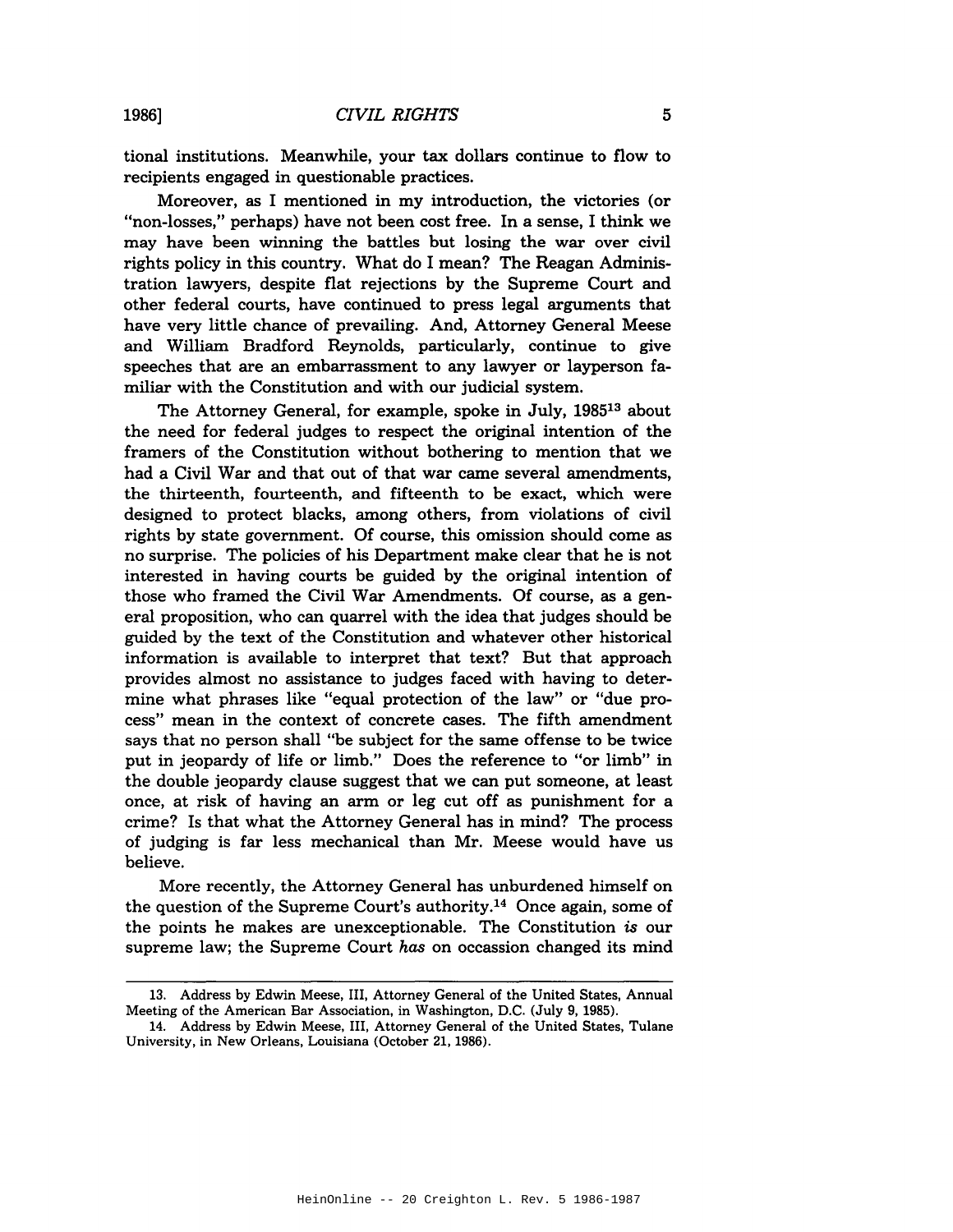tional institutions. Meanwhile, your tax dollars continue to flow to recipients engaged in questionable practices.

Moreover, as I mentioned in my introduction, the victories (or "non-losses," perhaps) have not been cost free. In a sense, I think we may have been winning the battles but losing the war over civil rights policy in this country. What do I mean? The Reagan Administration lawyers, despite flat rejections by the Supreme Court and other federal courts, have continued to press legal arguments that have very little chance of prevailing. And, Attorney General Meese and William Bradford Reynolds, particularly, continue to give speeches that are an embarrassment to any lawyer or layperson familiar with the Constitution and with our judicial system.

The Attorney General, for example, spoke in July, 1985[13] about the need for federal judges to respect the original intention of the framers of the Constitution without bothering to mention that we had a Civil War and that out of that war came several amendments, the thirteenth, fourteenth, and fifteenth to be exact, which were designed to protect blacks, among others, from violations of civil rights by state government. Of course, this omission should come as no surprise. The policies of his Department make clear that he is not interested in having courts be guided by the original intention of those who framed the Civil War Amendments. Of course, as a general proposition, who can quarrel with the idea that judges should be guided by the text of the Constitution and whatever other historical information is available to interpret that text? But that approach provides almost no assistance to judges faced with having to determine what phrases like "equal protection of the law" or "due process" mean in the context of concrete cases. The fifth amendment says that no person shall "be subject for the same offense to be twice put in jeopardy of life or limb." Does the reference to "or limb" in the double jeopardy clause suggest that we can put someone, at least once, at risk of having an arm or leg cut off as punishment for a crime? Is that what the Attorney General has in mind? The process of judging is far less mechanical than Mr. Meese would have us believe.

More recently, the Attorney General has unburdened himself on the question of the Supreme Court's authority.[14] Once again, some of the points he makes are unexceptionable. The Constitution *is* our supreme law; the Supreme Court *has* on occassion changed its mind

---

13. Address by Edwin Meese, III, Attorney General of the United States, Annual Meeting of the American Bar Association, in Washington, D.C. (July 9, 1985).

14. Address by Edwin Meese, III, Attorney General of the United States, Tulane University, in New Orleans, Louisiana (October 21, 1986).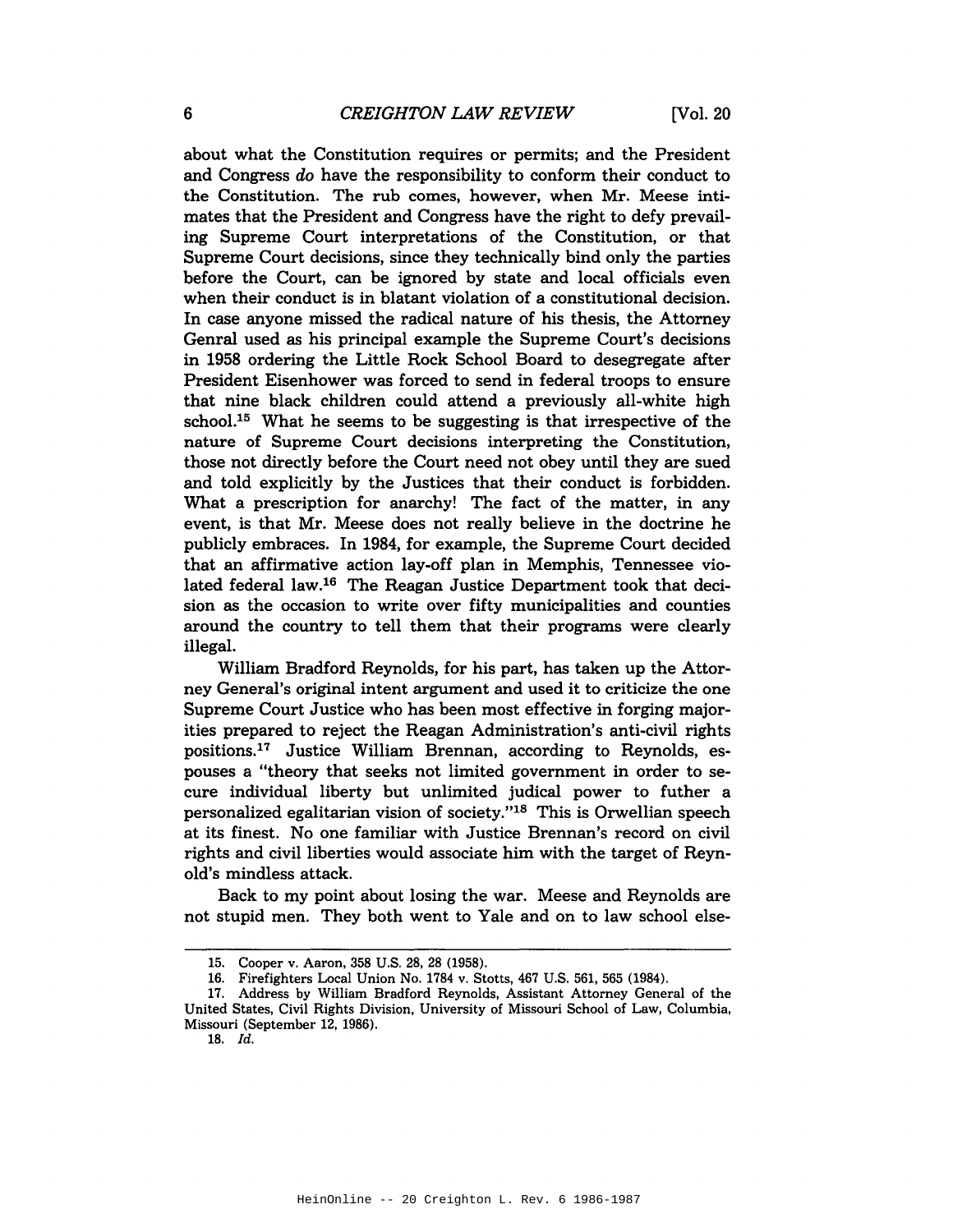about what the Constitution requires or permits; and the President and Congress *do* have the responsibility to conform their conduct to the Constitution. The rub comes, however, when Mr. Meese intimates that the President and Congress have the right to defy prevailing Supreme Court interpretations of the Constitution, or that Supreme Court decisions, since they technically bind only the parties before the Court, can be ignored by state and local officials even when their conduct is in blatant violation of a constitutional decision. In case anyone missed the radical nature of his thesis, the Attorney Genral used as his principal example the Supreme Court's decisions in 1958 ordering the Little Rock School Board to desegregate after President Eisenhower was forced to send in federal troops to ensure that nine black children could attend a previously all-white high school.[15] What he seems to be suggesting is that irrespective of the nature of Supreme Court decisions interpreting the Constitution, those not directly before the Court need not obey until they are sued and told explicitly by the Justices that their conduct is forbidden. What a prescription for anarchy! The fact of the matter, in any event, is that Mr. Meese does not really believe in the doctrine he publicly embraces. In 1984, for example, the Supreme Court decided that an affirmative action lay-off plan in Memphis, Tennessee violated federal law.[16] The Reagan Justice Department took that decision as the occasion to write over fifty municipalities and counties around the country to tell them that their programs were clearly illegal.

William Bradford Reynolds, for his part, has taken up the Attorney General's original intent argument and used it to criticize the one Supreme Court Justice who has been most effective in forging majorities prepared to reject the Reagan Administration's anti-civil rights positions.[17] Justice William Brennan, according to Reynolds, espouses a "theory that seeks not limited government in order to secure individual liberty but unlimited judical power to futher a personalized egalitarian vision of society."[18] This is Orwellian speech at its finest. No one familiar with Justice Brennan's record on civil rights and civil liberties would associate him with the target of Reynold's mindless attack.

Back to my point about losing the war. Meese and Reynolds are not stupid men. They both went to Yale and on to law school else-

---

15. Cooper v. Aaron, 358 U.S. 28, 28 (1958).

16. Firefighters Local Union No. 1784 v. Stotts, 467 U.S. 561, 565 (1984).

17. Address by William Bradford Reynolds, Assistant Attorney General of the United States, Civil Rights Division, University of Missouri School of Law, Columbia, Missouri (September 12, 1986).

18. *Id.*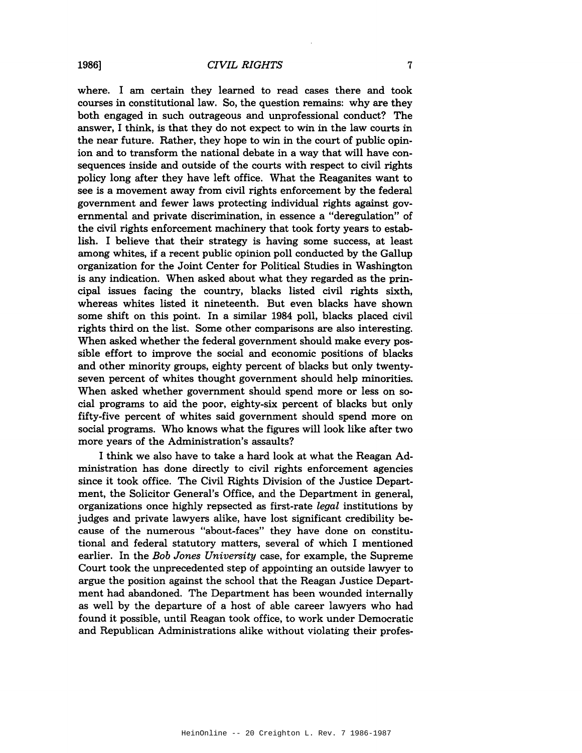where. I am certain they learned to read cases there and took courses in constitutional law. So, the question remains: why are they both engaged in such outrageous and unprofessional conduct? The answer, I think, is that they do not expect to win in the law courts in the near future. Rather, they hope to win in the court of public opinion and to transform the national debate in a way that will have consequences inside and outside of the courts with respect to civil rights policy long after they have left office. What the Reaganites want to see is a movement away from civil rights enforcement by the federal government and fewer laws protecting individual rights against governmental and private discrimination, in essence a "deregulation" of the civil rights enforcement machinery that took forty years to establish. I believe that their strategy is having some success, at least among whites, if a recent public opinion poll conducted by the Gallup organization for the Joint Center for Political Studies in Washington is any indication. When asked about what they regarded as the principal issues facing the country, blacks listed civil rights sixth, whereas whites listed it nineteenth. But even blacks have shown some shift on this point. In a similar 1984 poll, blacks placed civil rights third on the list. Some other comparisons are also interesting. When asked whether the federal government should make every possible effort to improve the social and economic positions of blacks and other minority groups, eighty percent of blacks but only twenty-seven percent of whites thought government should help minorities. When asked whether government should spend more or less on social programs to aid the poor, eighty-six percent of blacks but only fifty-five percent of whites said government should spend more on social programs. Who knows what the figures will look like after two more years of the Administration's assaults?

I think we also have to take a hard look at what the Reagan Administration has done directly to civil rights enforcement agencies since it took office. The Civil Rights Division of the Justice Department, the Solicitor General's Office, and the Department in general, organizations once highly repsected as first-rate *legal* institutions by judges and private lawyers alike, have lost significant credibility because of the numerous "about-faces" they have done on constitutional and federal statutory matters, several of which I mentioned earlier. In the *Bob Jones University* case, for example, the Supreme Court took the unprecedented step of appointing an outside lawyer to argue the position against the school that the Reagan Justice Department had abandoned. The Department has been wounded internally as well by the departure of a host of able career lawyers who had found it possible, until Reagan took office, to work under Democratic and Republican Administrations alike without violating their profes-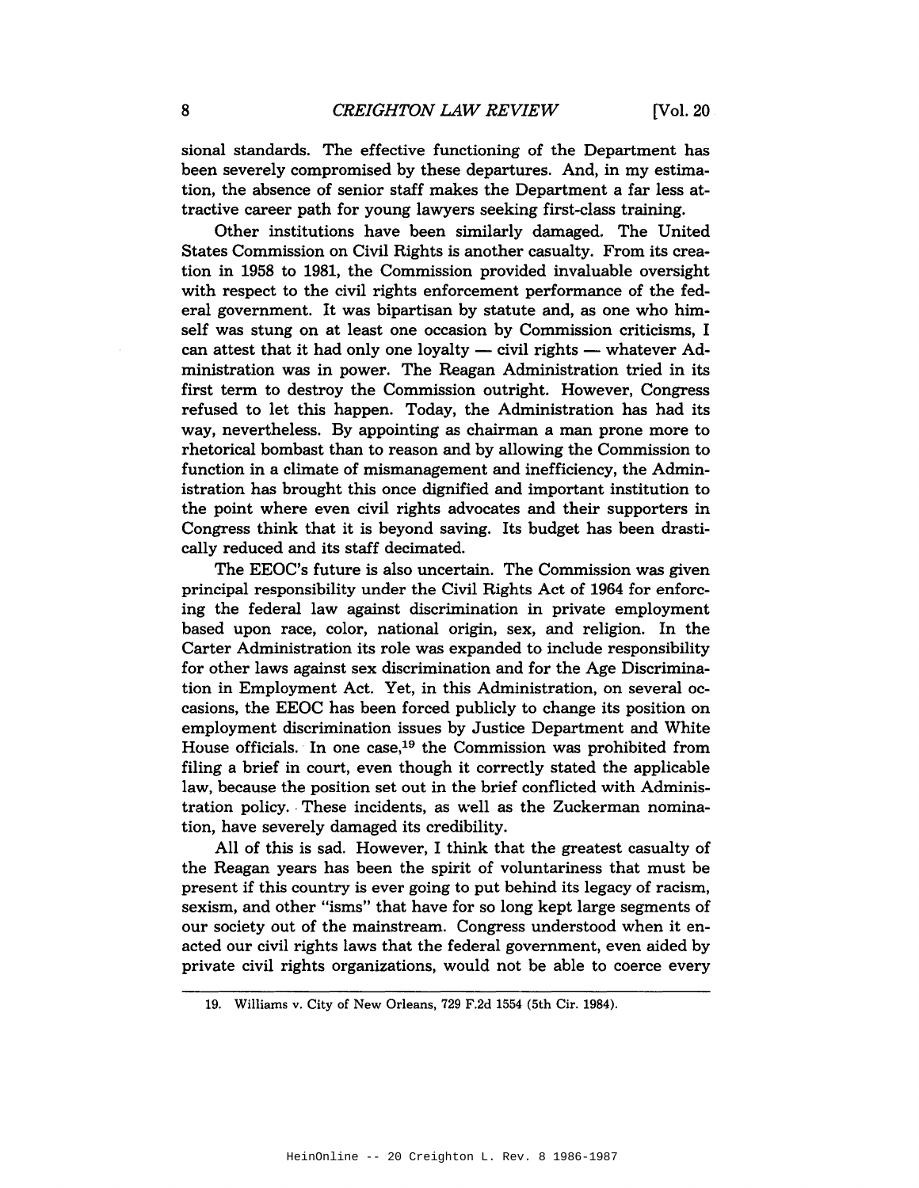sional standards. The effective functioning of the Department has been severely compromised by these departures. And, in my estimation, the absence of senior staff makes the Department a far less attractive career path for young lawyers seeking first-class training.

Other institutions have been similarly damaged. The United States Commission on Civil Rights is another casualty. From its creation in 1958 to 1981, the Commission provided invaluable oversight with respect to the civil rights enforcement performance of the federal government. It was bipartisan by statute and, as one who himself was stung on at least one occasion by Commission criticisms, I can attest that it had only one loyalty — civil rights — whatever Administration was in power. The Reagan Administration tried in its first term to destroy the Commission outright. However, Congress refused to let this happen. Today, the Administration has had its way, nevertheless. By appointing as chairman a man prone more to rhetorical bombast than to reason and by allowing the Commission to function in a climate of mismanagement and inefficiency, the Administration has brought this once dignified and important institution to the point where even civil rights advocates and their supporters in Congress think that it is beyond saving. Its budget has been drastically reduced and its staff decimated.

The EEOC's future is also uncertain. The Commission was given principal responsibility under the Civil Rights Act of 1964 for enforcing the federal law against discrimination in private employment based upon race, color, national origin, sex, and religion. In the Carter Administration its role was expanded to include responsibility for other laws against sex discrimination and for the Age Discrimination in Employment Act. Yet, in this Administration, on several occasions, the EEOC has been forced publicly to change its position on employment discrimination issues by Justice Department and White House officials. In one case,[19] the Commission was prohibited from filing a brief in court, even though it correctly stated the applicable law, because the position set out in the brief conflicted with Administration policy. These incidents, as well as the Zuckerman nomination, have severely damaged its credibility.

All of this is sad. However, I think that the greatest casualty of the Reagan years has been the spirit of voluntariness that must be present if this country is ever going to put behind its legacy of racism, sexism, and other "isms" that have for so long kept large segments of our society out of the mainstream. Congress understood when it enacted our civil rights laws that the federal government, even aided by private civil rights organizations, would not be able to coerce every

---

19. Williams v. City of New Orleans, 729 F.2d 1554 (5th Cir. 1984).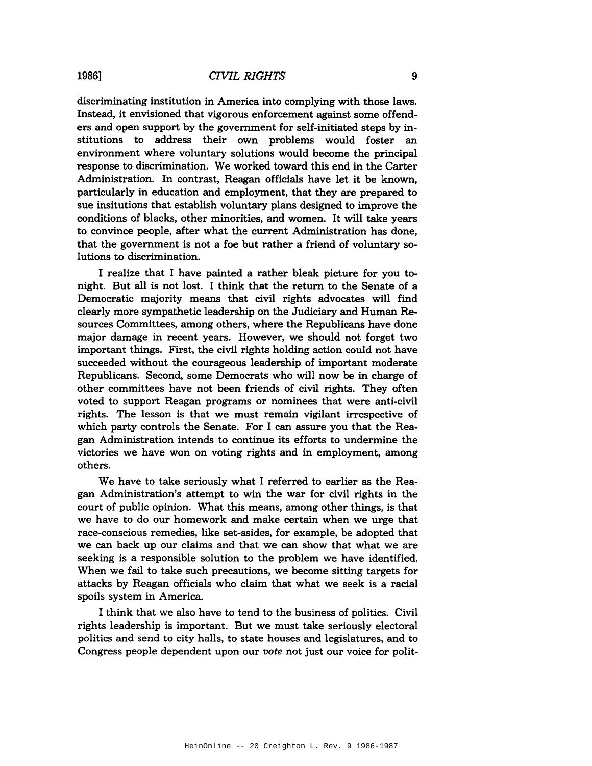discriminating institution in America into complying with those laws. Instead, it envisioned that vigorous enforcement against some offenders and open support by the government for self-initiated steps by institutions to address their own problems would foster an environment where voluntary solutions would become the principal response to discrimination. We worked toward this end in the Carter Administration. In contrast, Reagan officials have let it be known, particularly in education and employment, that they are prepared to sue insitutions that establish voluntary plans designed to improve the conditions of blacks, other minorities, and women. It will take years to convince people, after what the current Administration has done, that the government is not a foe but rather a friend of voluntary solutions to discrimination.

I realize that I have painted a rather bleak picture for you tonight. But all is not lost. I think that the return to the Senate of a Democratic majority means that civil rights advocates will find clearly more sympathetic leadership on the Judiciary and Human Resources Committees, among others, where the Republicans have done major damage in recent years. However, we should not forget two important things. First, the civil rights holding action could not have succeeded without the courageous leadership of important moderate Republicans. Second, some Democrats who will now be in charge of other committees have not been friends of civil rights. They often voted to support Reagan programs or nominees that were anti-civil rights. The lesson is that we must remain vigilant irrespective of which party controls the Senate. For I can assure you that the Reagan Administration intends to continue its efforts to undermine the victories we have won on voting rights and in employment, among others.

We have to take seriously what I referred to earlier as the Reagan Administration's attempt to win the war for civil rights in the court of public opinion. What this means, among other things, is that we have to do our homework and make certain when we urge that race-conscious remedies, like set-asides, for example, be adopted that we can back up our claims and that we can show that what we are seeking is a responsible solution to the problem we have identified. When we fail to take such precautions, we become sitting targets for attacks by Reagan officials who claim that what we seek is a racial spoils system in America.

I think that we also have to tend to the business of politics. Civil rights leadership is important. But we must take seriously electoral politics and send to city halls, to state houses and legislatures, and to Congress people dependent upon our *vote* not just our voice for polit-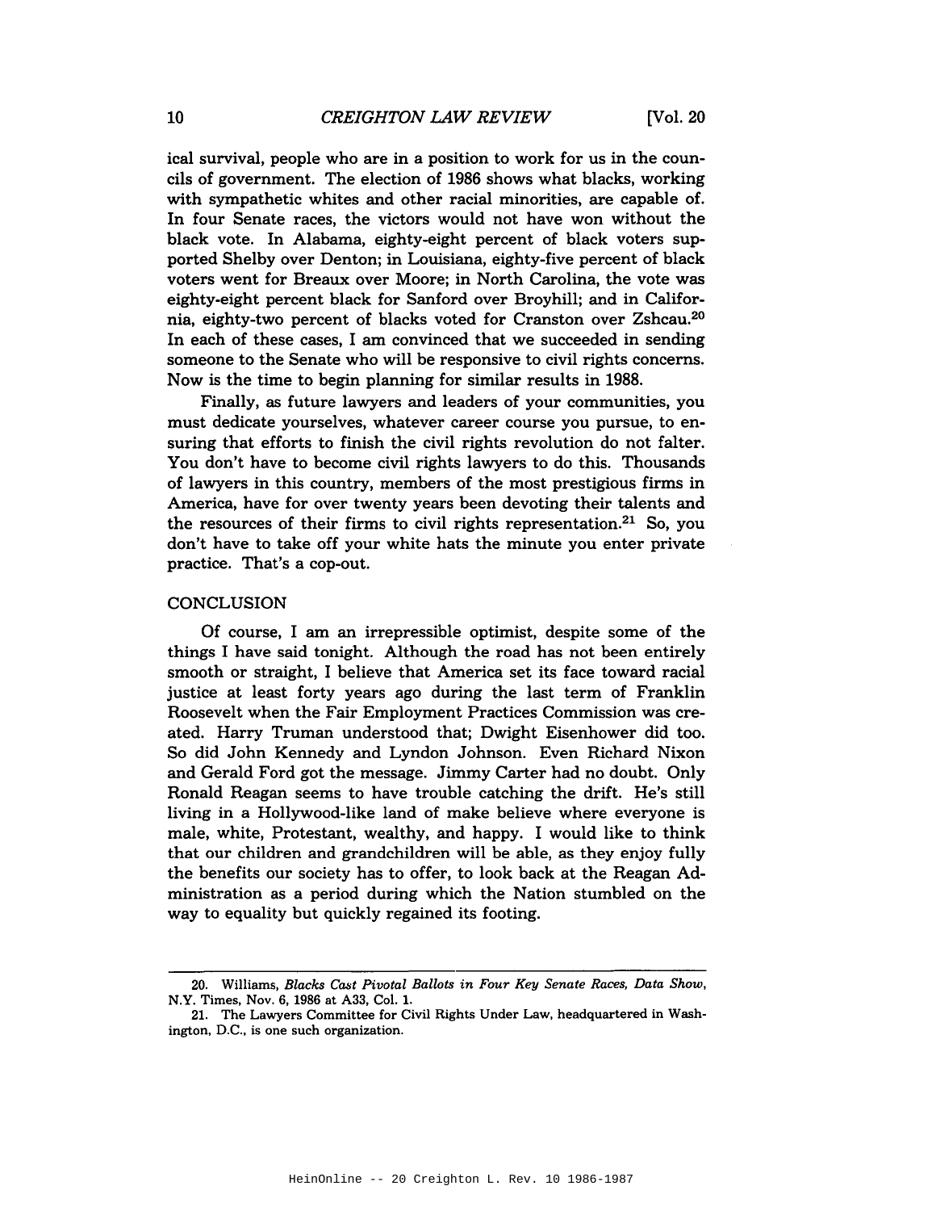ical survival, people who are in a position to work for us in the councils of government. The election of 1986 shows what blacks, working with sympathetic whites and other racial minorities, are capable of. In four Senate races, the victors would not have won without the black vote. In Alabama, eighty-eight percent of black voters supported Shelby over Denton; in Louisiana, eighty-five percent of black voters went for Breaux over Moore; in North Carolina, the vote was eighty-eight percent black for Sanford over Broyhill; and in California, eighty-two percent of blacks voted for Cranston over Zshcau.[20] In each of these cases, I am convinced that we succeeded in sending someone to the Senate who will be responsive to civil rights concerns. Now is the time to begin planning for similar results in 1988.

Finally, as future lawyers and leaders of your communities, you must dedicate yourselves, whatever career course you pursue, to ensuring that efforts to finish the civil rights revolution do not falter. You don't have to become civil rights lawyers to do this. Thousands of lawyers in this country, members of the most prestigious firms in America, have for over twenty years been devoting their talents and the resources of their firms to civil rights representation.[21] So, you don't have to take off your white hats the minute you enter private practice. That's a cop-out.

## CONCLUSION

Of course, I am an irrepressible optimist, despite some of the things I have said tonight. Although the road has not been entirely smooth or straight, I believe that America set its face toward racial justice at least forty years ago during the last term of Franklin Roosevelt when the Fair Employment Practices Commission was created. Harry Truman understood that; Dwight Eisenhower did too. So did John Kennedy and Lyndon Johnson. Even Richard Nixon and Gerald Ford got the message. Jimmy Carter had no doubt. Only Ronald Reagan seems to have trouble catching the drift. He's still living in a Hollywood-like land of make believe where everyone is male, white, Protestant, wealthy, and happy. I would like to think that our children and grandchildren will be able, as they enjoy fully the benefits our society has to offer, to look back at the Reagan Administration as a period during which the Nation stumbled on the way to equality but quickly regained its footing.

---

20. Williams, *Blacks Cast Pivotal Ballots in Four Key Senate Races, Data Show*, N.Y. Times, Nov. 6, 1986 at A33, Col. 1.

21. The Lawyers Committee for Civil Rights Under Law, headquartered in Washington, D.C., is one such organization.